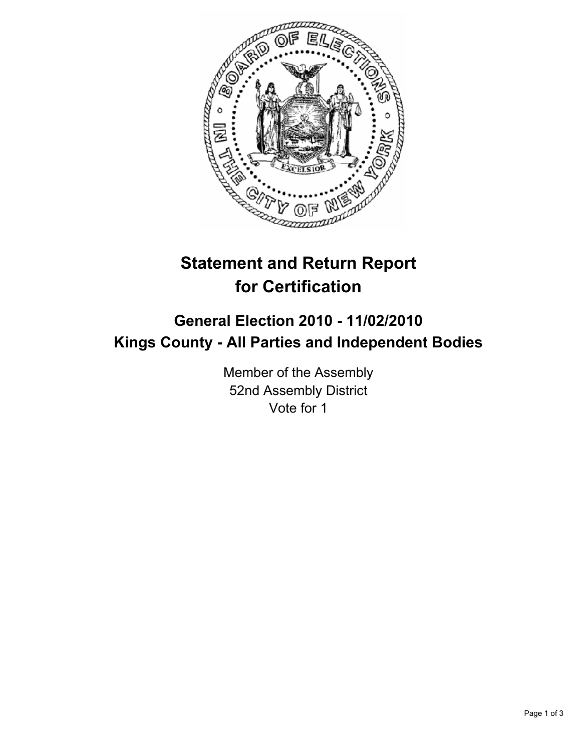# Statement and Return Report for Certification

## General Election 2010 - 11/02/2010
## Kings County - All Parties and Independent Bodies

Member of the Assembly
52nd Assembly District
Vote for 1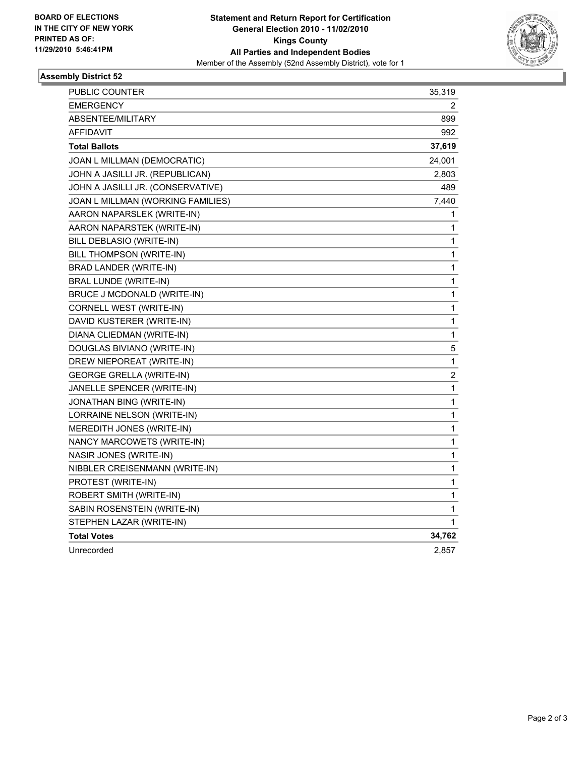**BOARD OF ELECTIONS IN THE CITY OF NEW YORK PRINTED AS OF: 11/29/2010 5:46:41PM**

**Statement and Return Report for Certification General Election 2010 - 11/02/2010 Kings County All Parties and Independent Bodies**

Member of the Assembly (52nd Assembly District), vote for 1

## Assembly District 52

| | |
|---|---|
| PUBLIC COUNTER | 35,319 |
| EMERGENCY | 2 |
| ABSENTEE/MILITARY | 899 |
| AFFIDAVIT | 992 |
| **Total Ballots** | **37,619** |
| JOAN L MILLMAN (DEMOCRATIC) | 24,001 |
| JOHN A JASILLI JR. (REPUBLICAN) | 2,803 |
| JOHN A JASILLI JR. (CONSERVATIVE) | 489 |
| JOAN L MILLMAN (WORKING FAMILIES) | 7,440 |
| AARON NAPARSLEK (WRITE-IN) | 1 |
| AARON NAPARSTEK (WRITE-IN) | 1 |
| BILL DEBLASIO (WRITE-IN) | 1 |
| BILL THOMPSON (WRITE-IN) | 1 |
| BRAD LANDER (WRITE-IN) | 1 |
| BRAL LUNDE (WRITE-IN) | 1 |
| BRUCE J MCDONALD (WRITE-IN) | 1 |
| CORNELL WEST (WRITE-IN) | 1 |
| DAVID KUSTERER (WRITE-IN) | 1 |
| DIANA CLIEDMAN (WRITE-IN) | 1 |
| DOUGLAS BIVIANO (WRITE-IN) | 5 |
| DREW NIEPOREAT (WRITE-IN) | 1 |
| GEORGE GRELLA (WRITE-IN) | 2 |
| JANELLE SPENCER (WRITE-IN) | 1 |
| JONATHAN BING (WRITE-IN) | 1 |
| LORRAINE NELSON (WRITE-IN) | 1 |
| MEREDITH JONES (WRITE-IN) | 1 |
| NANCY MARCOWETS (WRITE-IN) | 1 |
| NASIR JONES (WRITE-IN) | 1 |
| NIBBLER CREISENMANN (WRITE-IN) | 1 |
| PROTEST (WRITE-IN) | 1 |
| ROBERT SMITH (WRITE-IN) | 1 |
| SABIN ROSENSTEIN (WRITE-IN) | 1 |
| STEPHEN LAZAR (WRITE-IN) | 1 |
| **Total Votes** | **34,762** |
| Unrecorded | 2,857 |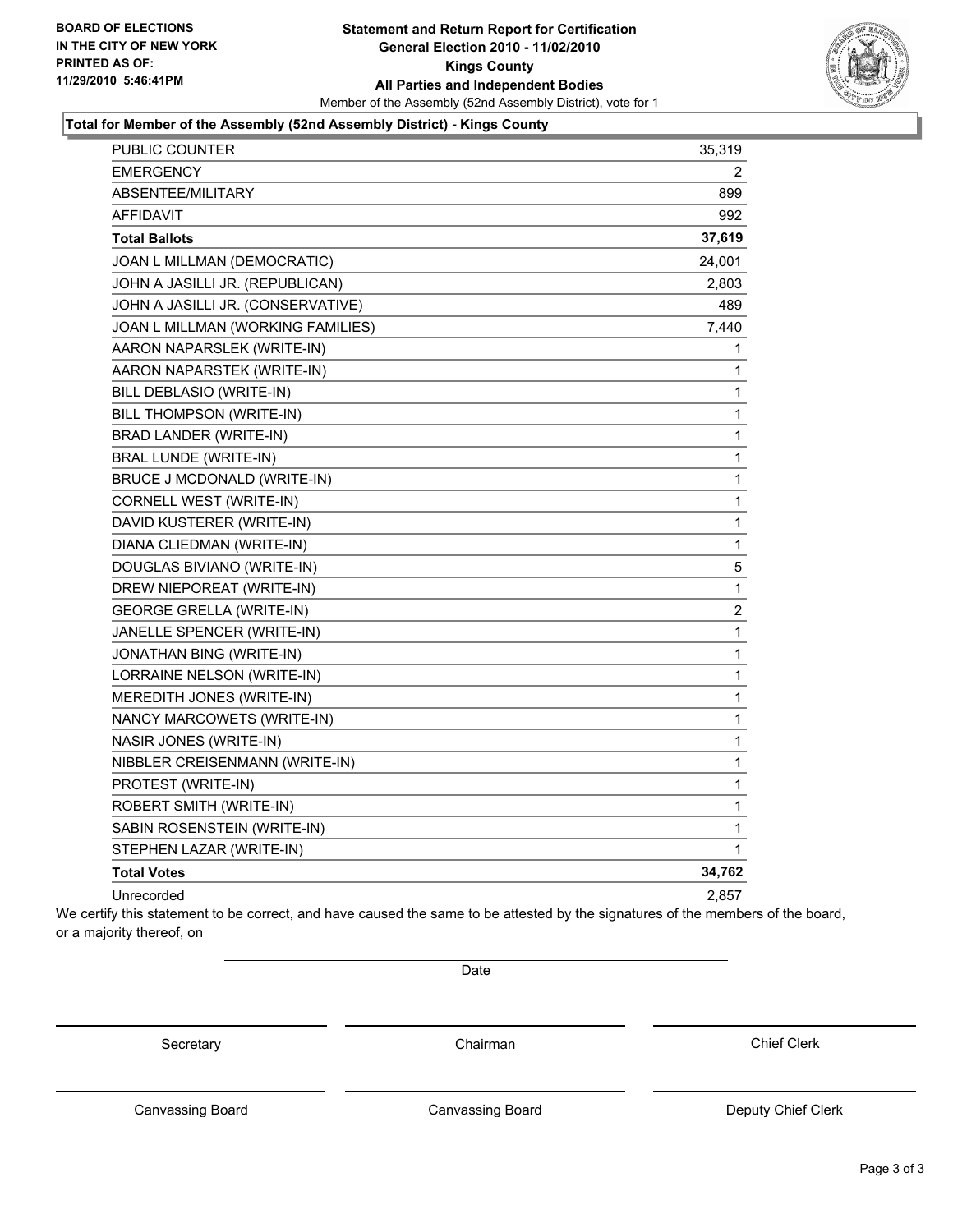**BOARD OF ELECTIONS IN THE CITY OF NEW YORK PRINTED AS OF: 11/29/2010 5:46:41PM**

# Statement and Return Report for Certification
## General Election 2010 - 11/02/2010
## Kings County
## All Parties and Independent Bodies

Member of the Assembly (52nd Assembly District), vote for 1

### Total for Member of the Assembly (52nd Assembly District) - Kings County

| | |
|---|---|
| PUBLIC COUNTER | 35,319 |
| EMERGENCY | 2 |
| ABSENTEE/MILITARY | 899 |
| AFFIDAVIT | 992 |
| **Total Ballots** | **37,619** |
| JOAN L MILLMAN (DEMOCRATIC) | 24,001 |
| JOHN A JASILLI JR. (REPUBLICAN) | 2,803 |
| JOHN A JASILLI JR. (CONSERVATIVE) | 489 |
| JOAN L MILLMAN (WORKING FAMILIES) | 7,440 |
| AARON NAPARSLEK (WRITE-IN) | 1 |
| AARON NAPARSTEK (WRITE-IN) | 1 |
| BILL DEBLASIO (WRITE-IN) | 1 |
| BILL THOMPSON (WRITE-IN) | 1 |
| BRAD LANDER (WRITE-IN) | 1 |
| BRAL LUNDE (WRITE-IN) | 1 |
| BRUCE J MCDONALD (WRITE-IN) | 1 |
| CORNELL WEST (WRITE-IN) | 1 |
| DAVID KUSTERER (WRITE-IN) | 1 |
| DIANA CLIEDMAN (WRITE-IN) | 1 |
| DOUGLAS BIVIANO (WRITE-IN) | 5 |
| DREW NIEPOREAT (WRITE-IN) | 1 |
| GEORGE GRELLA (WRITE-IN) | 2 |
| JANELLE SPENCER (WRITE-IN) | 1 |
| JONATHAN BING (WRITE-IN) | 1 |
| LORRAINE NELSON (WRITE-IN) | 1 |
| MEREDITH JONES (WRITE-IN) | 1 |
| NANCY MARCOWETS (WRITE-IN) | 1 |
| NASIR JONES (WRITE-IN) | 1 |
| NIBBLER CREISENMANN (WRITE-IN) | 1 |
| PROTEST (WRITE-IN) | 1 |
| ROBERT SMITH (WRITE-IN) | 1 |
| SABIN ROSENSTEIN (WRITE-IN) | 1 |
| STEPHEN LAZAR (WRITE-IN) | 1 |
| **Total Votes** | **34,762** |
| Unrecorded | 2,857 |

We certify this statement to be correct, and have caused the same to be attested by the signatures of the members of the board, or a majority thereof, on

Date

Secretary

Chairman

Chief Clerk

Canvassing Board

Canvassing Board

Deputy Chief Clerk